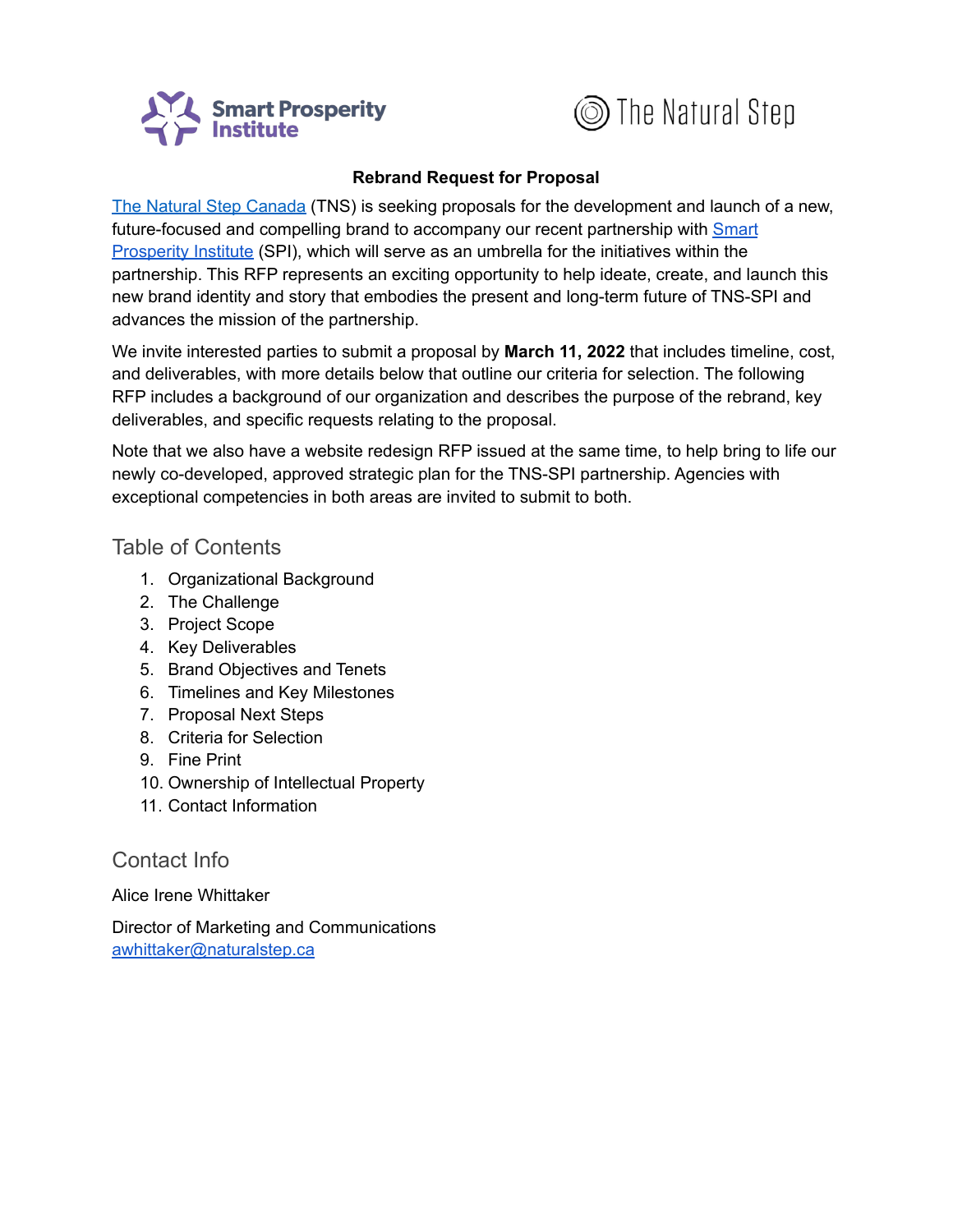**Rebrand Request for Proposal**

[The Natural Step Canada](#) (TNS) is seeking proposals for the development and launch of a new, future-focused and compelling brand to accompany our recent partnership with [Smart Prosperity Institute](#) (SPI), which will serve as an umbrella for the initiatives within the partnership. This RFP represents an exciting opportunity to help ideate, create, and launch this new brand identity and story that embodies the present and long-term future of TNS-SPI and advances the mission of the partnership.

We invite interested parties to submit a proposal by **March 11, 2022** that includes timeline, cost, and deliverables, with more details below that outline our criteria for selection. The following RFP includes a background of our organization and describes the purpose of the rebrand, key deliverables, and specific requests relating to the proposal.

Note that we also have a website redesign RFP issued at the same time, to help bring to life our newly co-developed, approved strategic plan for the TNS-SPI partnership. Agencies with exceptional competencies in both areas are invited to submit to both.

## Table of Contents

1. Organizational Background
2. The Challenge
3. Project Scope
4. Key Deliverables
5. Brand Objectives and Tenets
6. Timelines and Key Milestones
7. Proposal Next Steps
8. Criteria for Selection
9. Fine Print
10. Ownership of Intellectual Property
11. Contact Information

## Contact Info

Alice Irene Whittaker

Director of Marketing and Communications
[awhittaker@naturalstep.ca](mailto:awhittaker@naturalstep.ca)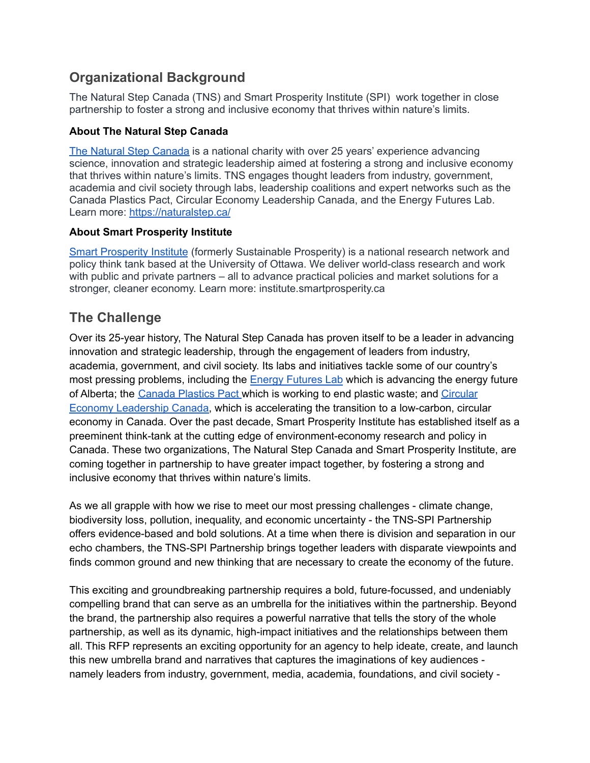## Organizational Background

The Natural Step Canada (TNS) and Smart Prosperity Institute (SPI) work together in close partnership to foster a strong and inclusive economy that thrives within nature's limits.

### About The Natural Step Canada

[The Natural Step Canada](https://naturalstep.ca/) is a national charity with over 25 years' experience advancing science, innovation and strategic leadership aimed at fostering a strong and inclusive economy that thrives within nature's limits. TNS engages thought leaders from industry, government, academia and civil society through labs, leadership coalitions and expert networks such as the Canada Plastics Pact, Circular Economy Leadership Canada, and the Energy Futures Lab. Learn more: [https://naturalstep.ca/](https://naturalstep.ca/)

### About Smart Prosperity Institute

[Smart Prosperity Institute](https://institute.smartprosperity.ca) (formerly Sustainable Prosperity) is a national research network and policy think tank based at the University of Ottawa. We deliver world-class research and work with public and private partners – all to advance practical policies and market solutions for a stronger, cleaner economy. Learn more: institute.smartprosperity.ca

## The Challenge

Over its 25-year history, The Natural Step Canada has proven itself to be a leader in advancing innovation and strategic leadership, through the engagement of leaders from industry, academia, government, and civil society. Its labs and initiatives tackle some of our country's most pressing problems, including the [Energy Futures Lab](#) which is advancing the energy future of Alberta; the [Canada Plastics Pact](#) which is working to end plastic waste; and [Circular Economy Leadership Canada](#), which is accelerating the transition to a low-carbon, circular economy in Canada. Over the past decade, Smart Prosperity Institute has established itself as a preeminent think-tank at the cutting edge of environment-economy research and policy in Canada. These two organizations, The Natural Step Canada and Smart Prosperity Institute, are coming together in partnership to have greater impact together, by fostering a strong and inclusive economy that thrives within nature's limits.

As we all grapple with how we rise to meet our most pressing challenges - climate change, biodiversity loss, pollution, inequality, and economic uncertainty - the TNS-SPI Partnership offers evidence-based and bold solutions. At a time when there is division and separation in our echo chambers, the TNS-SPI Partnership brings together leaders with disparate viewpoints and finds common ground and new thinking that are necessary to create the economy of the future.

This exciting and groundbreaking partnership requires a bold, future-focussed, and undeniably compelling brand that can serve as an umbrella for the initiatives within the partnership. Beyond the brand, the partnership also requires a powerful narrative that tells the story of the whole partnership, as well as its dynamic, high-impact initiatives and the relationships between them all. This RFP represents an exciting opportunity for an agency to help ideate, create, and launch this new umbrella brand and narratives that captures the imaginations of key audiences - namely leaders from industry, government, media, academia, foundations, and civil society -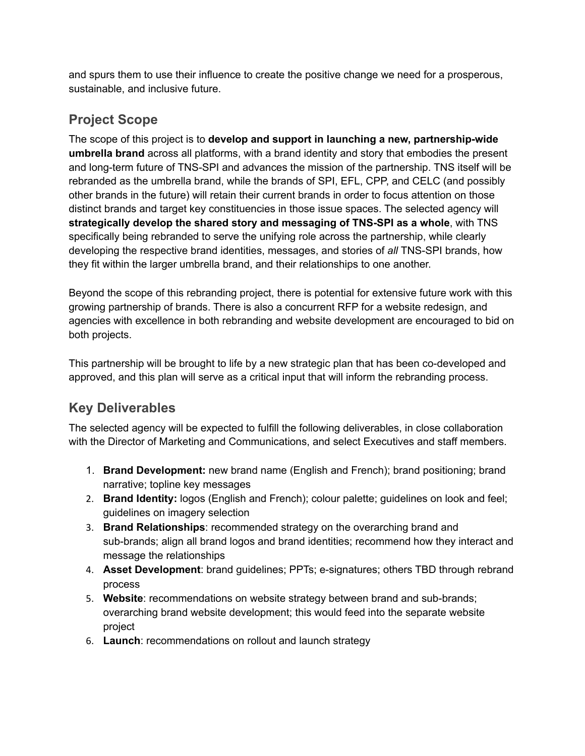and spurs them to use their influence to create the positive change we need for a prosperous, sustainable, and inclusive future.

## Project Scope

The scope of this project is to **develop and support in launching a new, partnership-wide umbrella brand** across all platforms, with a brand identity and story that embodies the present and long-term future of TNS-SPI and advances the mission of the partnership. TNS itself will be rebranded as the umbrella brand, while the brands of SPI, EFL, CPP, and CELC (and possibly other brands in the future) will retain their current brands in order to focus attention on those distinct brands and target key constituencies in those issue spaces. The selected agency will **strategically develop the shared story and messaging of TNS-SPI as a whole**, with TNS specifically being rebranded to serve the unifying role across the partnership, while clearly developing the respective brand identities, messages, and stories of *all* TNS-SPI brands, how they fit within the larger umbrella brand, and their relationships to one another.

Beyond the scope of this rebranding project, there is potential for extensive future work with this growing partnership of brands. There is also a concurrent RFP for a website redesign, and agencies with excellence in both rebranding and website development are encouraged to bid on both projects.

This partnership will be brought to life by a new strategic plan that has been co-developed and approved, and this plan will serve as a critical input that will inform the rebranding process.

## Key Deliverables

The selected agency will be expected to fulfill the following deliverables, in close collaboration with the Director of Marketing and Communications, and select Executives and staff members.

1. **Brand Development:** new brand name (English and French); brand positioning; brand narrative; topline key messages
2. **Brand Identity:** logos (English and French); colour palette; guidelines on look and feel; guidelines on imagery selection
3. **Brand Relationships**: recommended strategy on the overarching brand and sub-brands; align all brand logos and brand identities; recommend how they interact and message the relationships
4. **Asset Development**: brand guidelines; PPTs; e-signatures; others TBD through rebrand process
5. **Website**: recommendations on website strategy between brand and sub-brands; overarching brand website development; this would feed into the separate website project
6. **Launch**: recommendations on rollout and launch strategy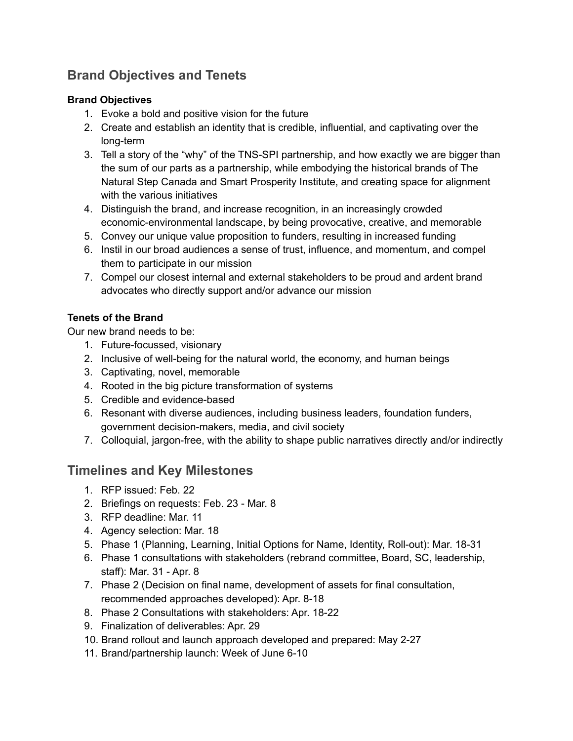## Brand Objectives and Tenets

**Brand Objectives**

1. Evoke a bold and positive vision for the future
2. Create and establish an identity that is credible, influential, and captivating over the long-term
3. Tell a story of the "why" of the TNS-SPI partnership, and how exactly we are bigger than the sum of our parts as a partnership, while embodying the historical brands of The Natural Step Canada and Smart Prosperity Institute, and creating space for alignment with the various initiatives
4. Distinguish the brand, and increase recognition, in an increasingly crowded economic-environmental landscape, by being provocative, creative, and memorable
5. Convey our unique value proposition to funders, resulting in increased funding
6. Instil in our broad audiences a sense of trust, influence, and momentum, and compel them to participate in our mission
7. Compel our closest internal and external stakeholders to be proud and ardent brand advocates who directly support and/or advance our mission

**Tenets of the Brand**

Our new brand needs to be:

1. Future-focussed, visionary
2. Inclusive of well-being for the natural world, the economy, and human beings
3. Captivating, novel, memorable
4. Rooted in the big picture transformation of systems
5. Credible and evidence-based
6. Resonant with diverse audiences, including business leaders, foundation funders, government decision-makers, media, and civil society
7. Colloquial, jargon-free, with the ability to shape public narratives directly and/or indirectly

## Timelines and Key Milestones

1. RFP issued: Feb. 22
2. Briefings on requests: Feb. 23 - Mar. 8
3. RFP deadline: Mar. 11
4. Agency selection: Mar. 18
5. Phase 1 (Planning, Learning, Initial Options for Name, Identity, Roll-out): Mar. 18-31
6. Phase 1 consultations with stakeholders (rebrand committee, Board, SC, leadership, staff): Mar. 31 - Apr. 8
7. Phase 2 (Decision on final name, development of assets for final consultation, recommended approaches developed): Apr. 8-18
8. Phase 2 Consultations with stakeholders: Apr. 18-22
9. Finalization of deliverables: Apr. 29
10. Brand rollout and launch approach developed and prepared: May 2-27
11. Brand/partnership launch: Week of June 6-10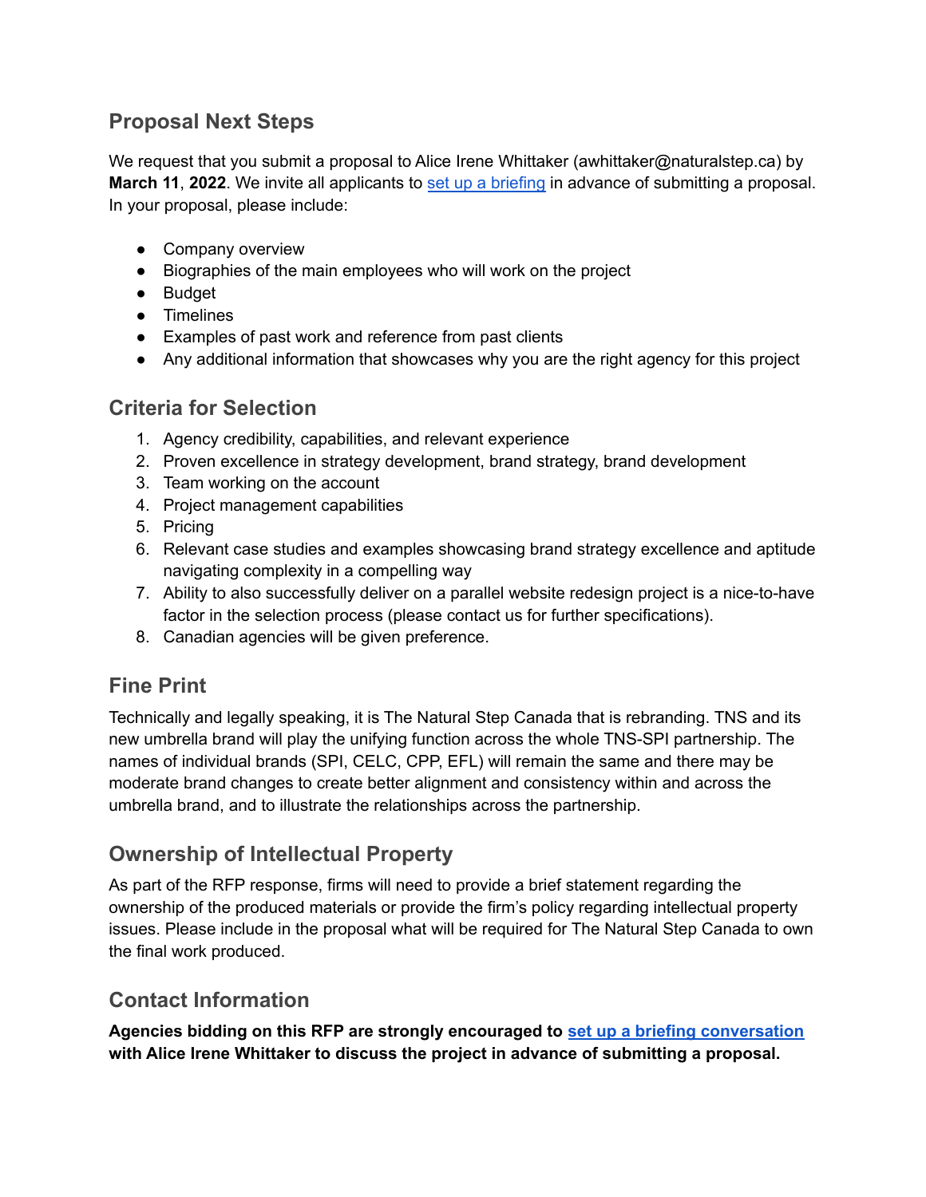## Proposal Next Steps

We request that you submit a proposal to Alice Irene Whittaker (awhittaker@naturalstep.ca) by **March 11**, **2022**. We invite all applicants to set up a briefing in advance of submitting a proposal. In your proposal, please include:

- Company overview
- Biographies of the main employees who will work on the project
- Budget
- Timelines
- Examples of past work and reference from past clients
- Any additional information that showcases why you are the right agency for this project

## Criteria for Selection

1. Agency credibility, capabilities, and relevant experience
2. Proven excellence in strategy development, brand strategy, brand development
3. Team working on the account
4. Project management capabilities
5. Pricing
6. Relevant case studies and examples showcasing brand strategy excellence and aptitude navigating complexity in a compelling way
7. Ability to also successfully deliver on a parallel website redesign project is a nice-to-have factor in the selection process (please contact us for further specifications).
8. Canadian agencies will be given preference.

## Fine Print

Technically and legally speaking, it is The Natural Step Canada that is rebranding. TNS and its new umbrella brand will play the unifying function across the whole TNS-SPI partnership. The names of individual brands (SPI, CELC, CPP, EFL) will remain the same and there may be moderate brand changes to create better alignment and consistency within and across the umbrella brand, and to illustrate the relationships across the partnership.

## Ownership of Intellectual Property

As part of the RFP response, firms will need to provide a brief statement regarding the ownership of the produced materials or provide the firm's policy regarding intellectual property issues. Please include in the proposal what will be required for The Natural Step Canada to own the final work produced.

## Contact Information

**Agencies bidding on this RFP are strongly encouraged to set up a briefing conversation with Alice Irene Whittaker to discuss the project in advance of submitting a proposal.**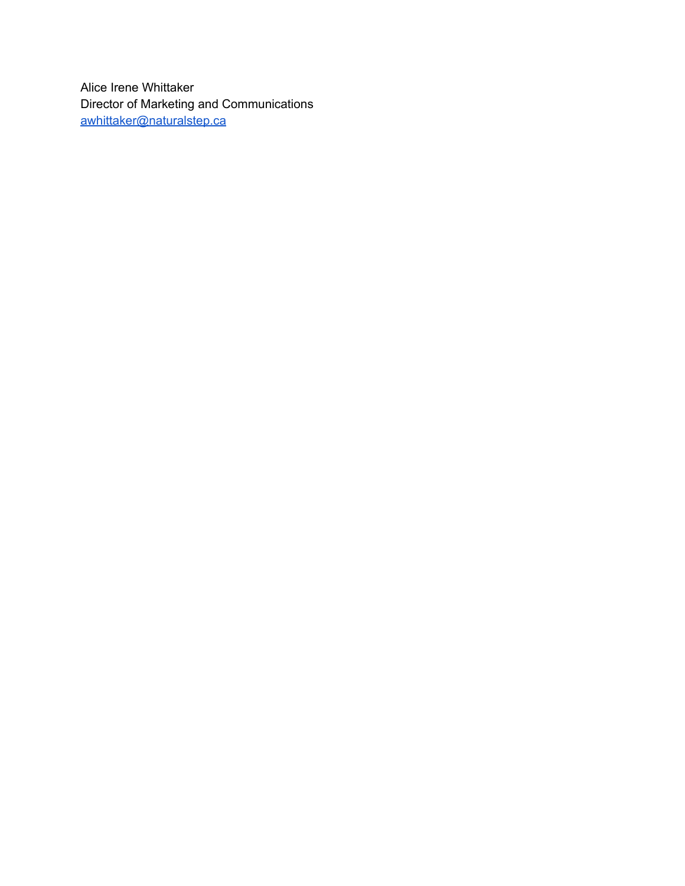Alice Irene Whittaker
Director of Marketing and Communications
[awhittaker@naturalstep.ca](mailto:awhittaker@naturalstep.ca)